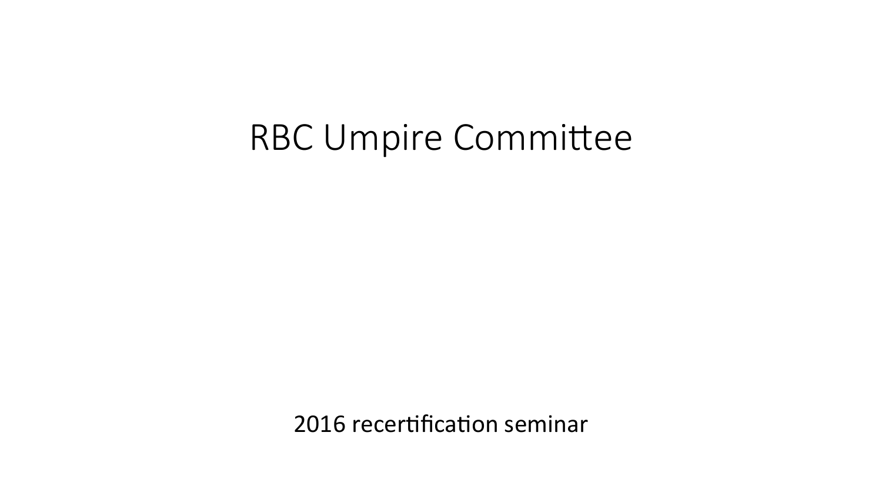# RBC Umpire Committee

2016 recertification seminar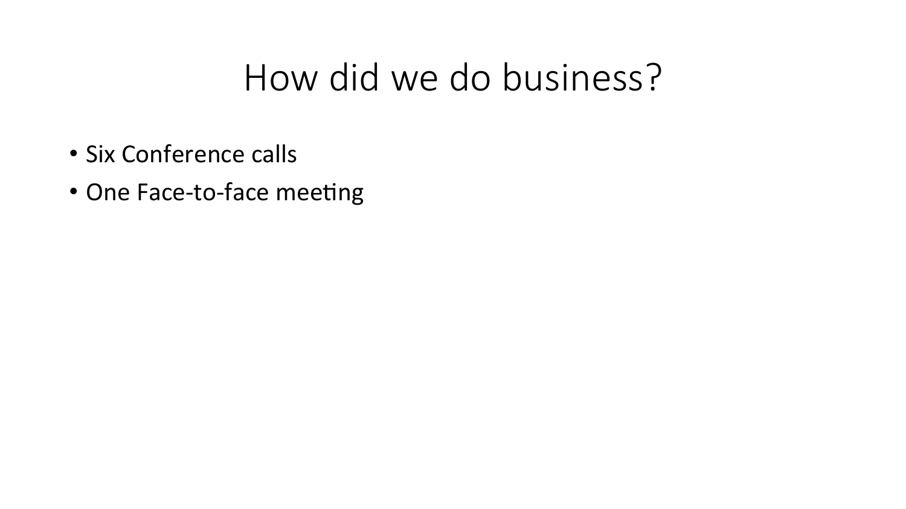# How did we do business?

- Six Conference calls
- One Face-to-face meeting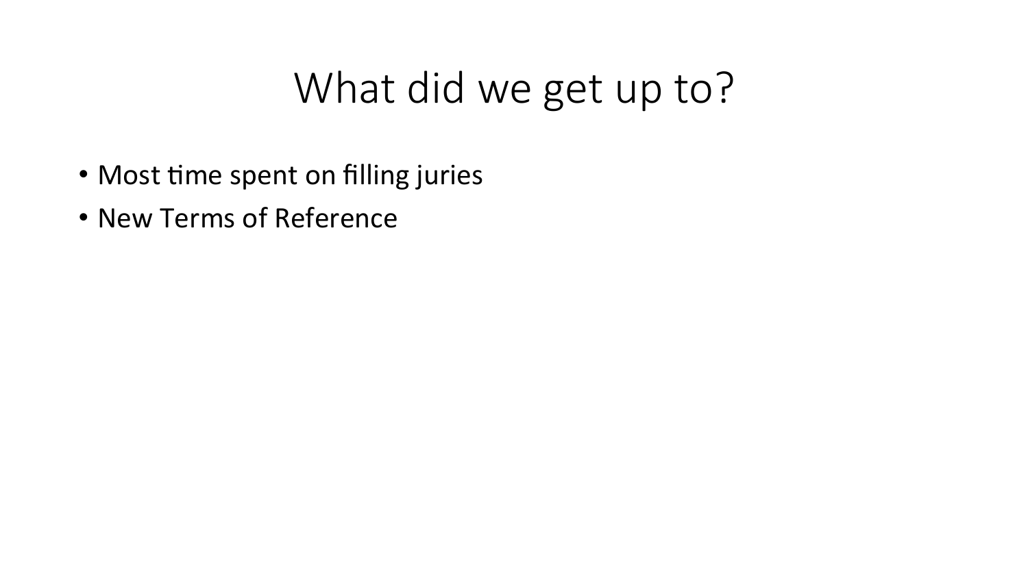# What did we get up to?

- Most time spent on filling juries
- New Terms of Reference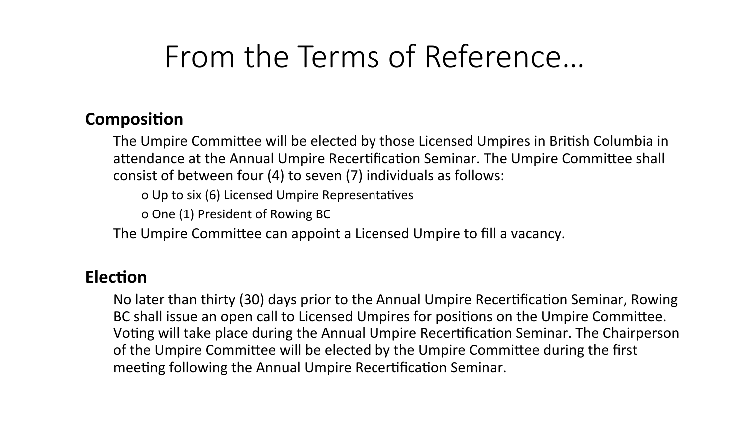# From the Terms of Reference…

**Composition**

The Umpire Committee will be elected by those Licensed Umpires in British Columbia in attendance at the Annual Umpire Recertification Seminar. The Umpire Committee shall consist of between four (4) to seven (7) individuals as follows:

- Up to six (6) Licensed Umpire Representatives
- One (1) President of Rowing BC

The Umpire Committee can appoint a Licensed Umpire to fill a vacancy.

**Election**

No later than thirty (30) days prior to the Annual Umpire Recertification Seminar, Rowing BC shall issue an open call to Licensed Umpires for positions on the Umpire Committee. Voting will take place during the Annual Umpire Recertification Seminar. The Chairperson of the Umpire Committee will be elected by the Umpire Committee during the first meeting following the Annual Umpire Recertification Seminar.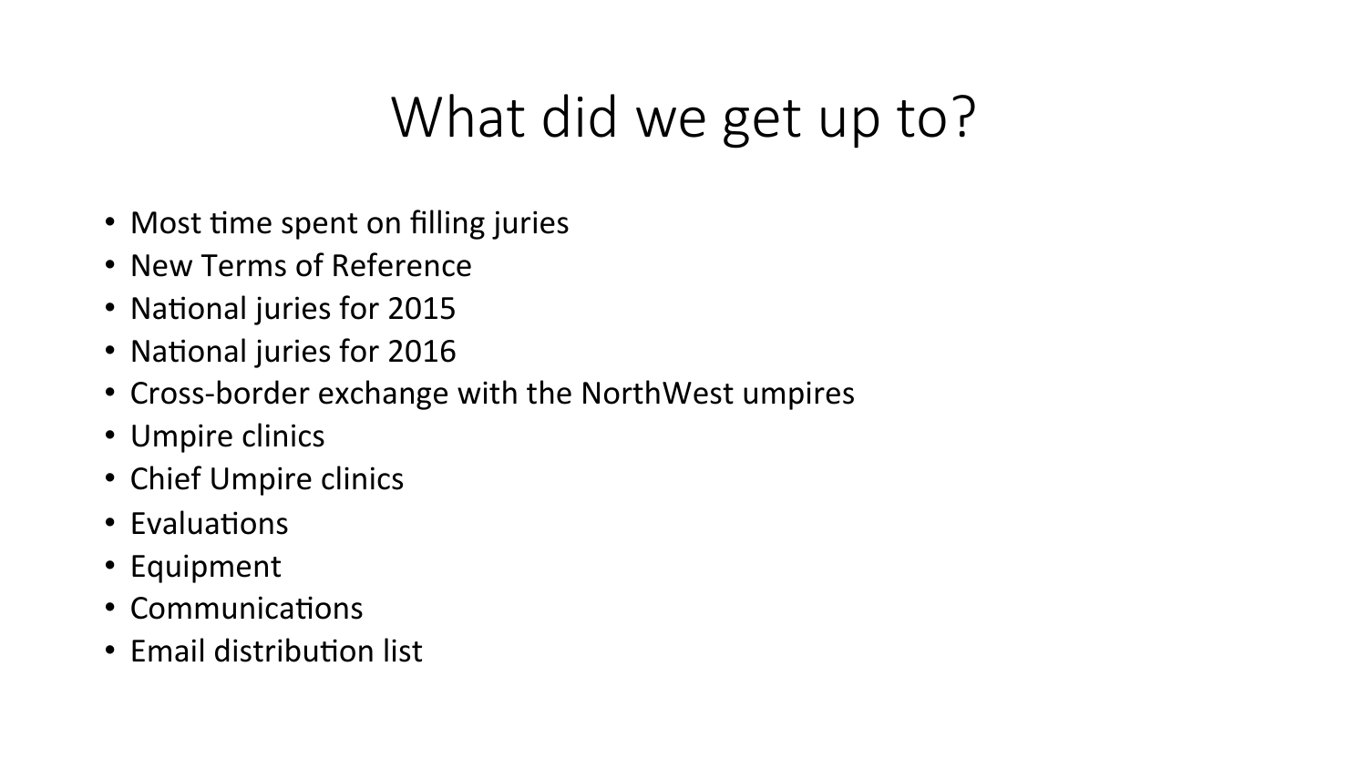# What did we get up to?

- Most time spent on filling juries
- New Terms of Reference
- National juries for 2015
- National juries for 2016
- Cross-border exchange with the NorthWest umpires
- Umpire clinics
- Chief Umpire clinics
- Evaluations
- Equipment
- Communications
- Email distribution list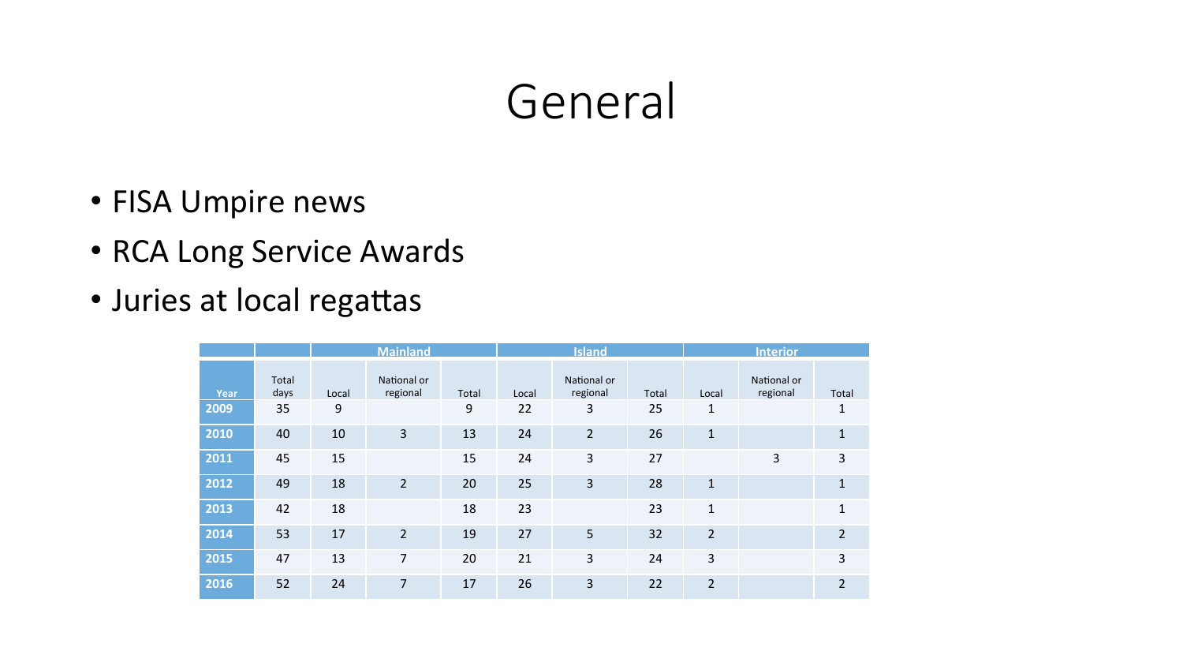# General

- FISA Umpire news
- RCA Long Service Awards
- Juries at local regattas

| | | Mainland | | | Island | | | Interior | | |
|---|---|---|---|---|---|---|---|---|---|---|
| Year | Total days | Local | National or regional | Total | Local | National or regional | Total | Local | National or regional | Total |
| 2009 | 35 | 9 | | 9 | 22 | 3 | 25 | 1 | | 1 |
| 2010 | 40 | 10 | 3 | 13 | 24 | 2 | 26 | 1 | | 1 |
| 2011 | 45 | 15 | | 15 | 24 | 3 | 27 | | 3 | 3 |
| 2012 | 49 | 18 | 2 | 20 | 25 | 3 | 28 | 1 | | 1 |
| 2013 | 42 | 18 | | 18 | 23 | | 23 | 1 | | 1 |
| 2014 | 53 | 17 | 2 | 19 | 27 | 5 | 32 | 2 | | 2 |
| 2015 | 47 | 13 | 7 | 20 | 21 | 3 | 24 | 3 | | 3 |
| 2016 | 52 | 24 | 7 | 17 | 26 | 3 | 22 | 2 | | 2 |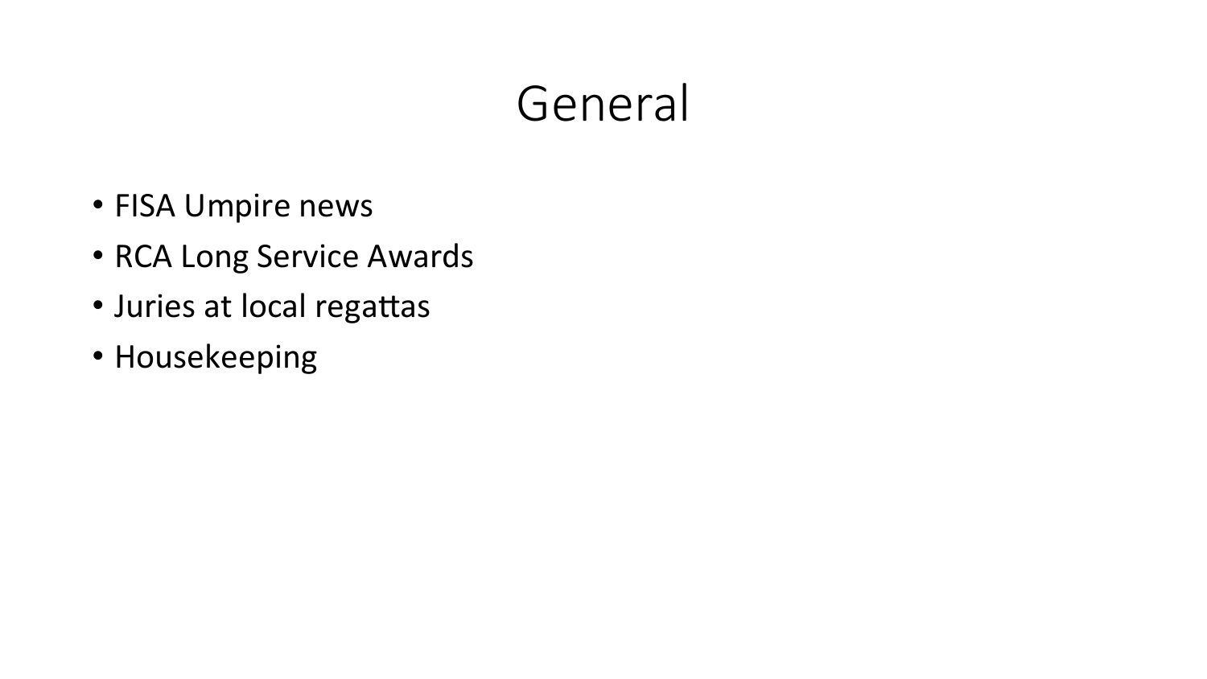# General

- FISA Umpire news
- RCA Long Service Awards
- Juries at local regattas
- Housekeeping